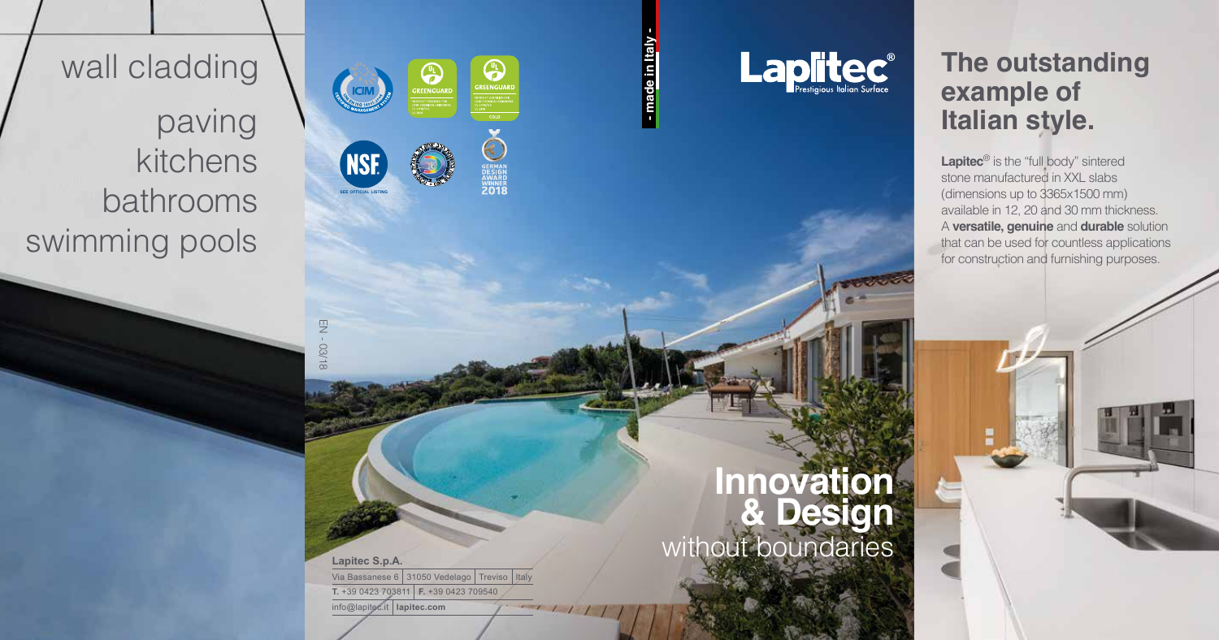wall cladding
paving
kitchens
bathrooms
swimming pools

EN - 03/18

**Lapitec S.p.A.**

| Via Bassanese 6 | 31050 Vedelago | Treviso | Italy |
|---|---|---|---|

**T.** +39 0423 703811 | **F.** +39 0423 709540

info@lapitec.it | **lapitec.com**

- made in Italy -

Lapitec® Prestigious Italian Surface

# Innovation & Design
without boundaries

## The outstanding example of Italian style.

**Lapitec**® is the "full body" sintered stone manufactured in XXL slabs (dimensions up to 3365x1500 mm) available in 12, 20 and 30 mm thickness. A **versatile, genuine** and **durable** solution that can be used for countless applications for construction and furnishing purposes.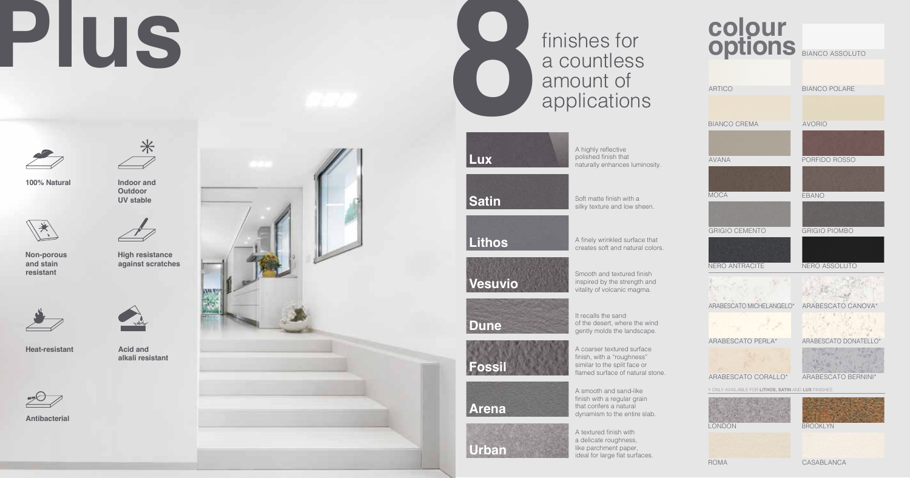# Plus

**100% Natural**

**Indoor and Outdoor UV stable**

**Non-porous and stain resistant**

**High resistance against scratches**

**Heat-resistant**

**Acid and alkali resistant**

**Antibacterial**

## 8 finishes for a countless amount of applications

**Lux**
A highly reflective polished finish that naturally enhances luminosity.

**Satin**
Soft matte finish with a silky texture and low sheen.

**Lithos**
A finely wrinkled surface that creates soft and natural colors.

**Vesuvio**
Smooth and textured finish inspired by the strength and vitality of volcanic magma.

**Dune**
It recalls the sand of the desert, where the wind gently molds the landscape.

**Fossil**
A coarser textured surface finish, with a "roughness" similar to the split face or flamed surface of natural stone.

**Arena**
A smooth and sand-like finish with a regular grain that confers a natural dynamism to the entire slab.

**Urban**
A textured finish with a delicate roughness, like parchment paper, ideal for large flat surfaces.

## colour options

BIANCO ASSOLUTO

ARTICO

BIANCO POLARE

BIANCO CREMA

AVORIO

AVANA

PORFIDO ROSSO

MOCA

EBANO

GRIGIO CEMENTO

GRIGIO PIOMBO

NERO ANTRACITE

NERO ASSOLUTO

ARABESCATO MICHELANGELO*

ARABESCATO CANOVA*

ARABESCATO PERLA*

ARABESCATO DONATELLO*

ARABESCATO CORALLO*

ARABESCATO BERNINI*

* ONLY AVAILABLE FOR **LITHOS, SATIN** AND **LUX** FINISHES

LONDON

BROOKLYN

ROMA

CASABLANCA